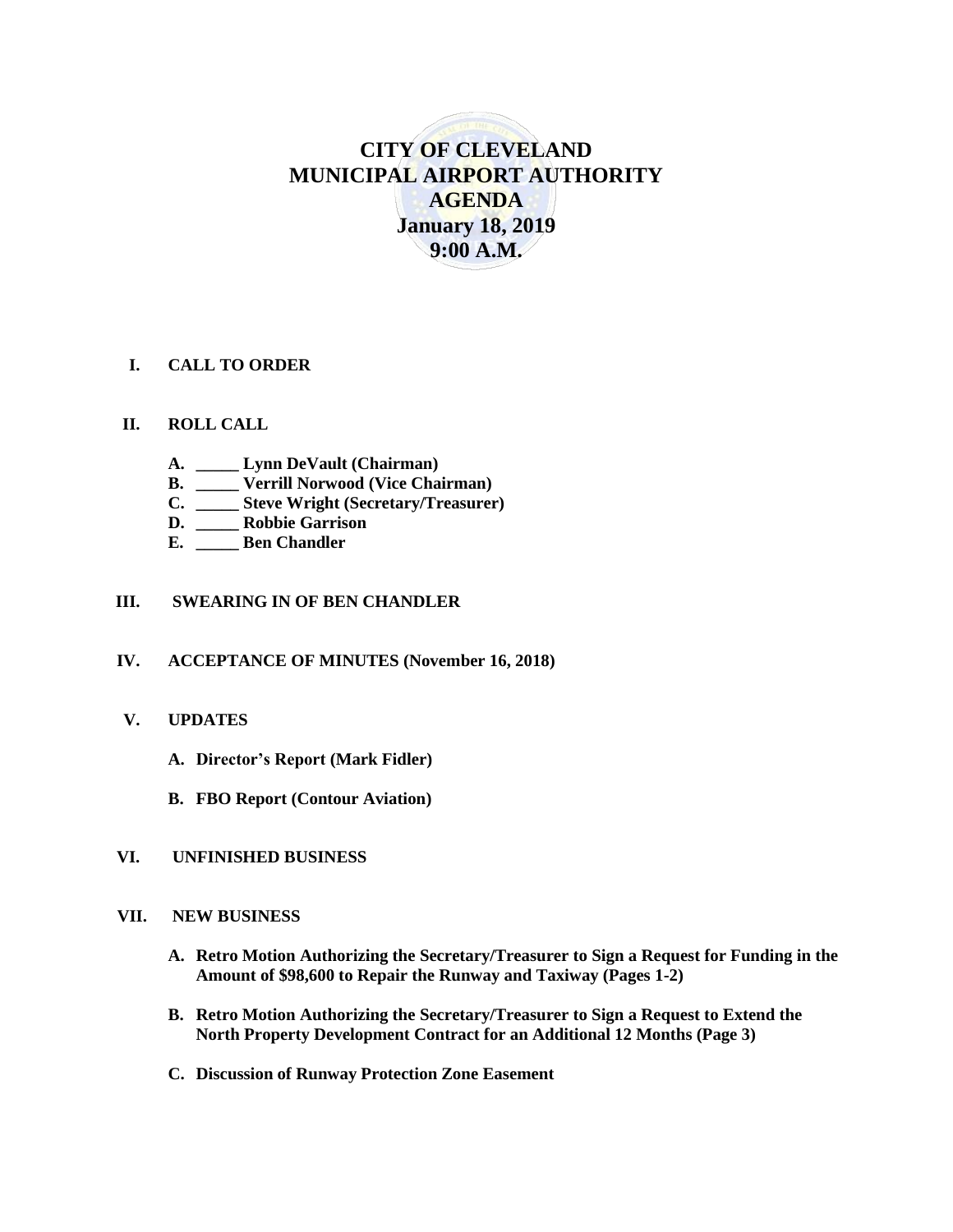# CITY OF CLEVELAND
# MUNICIPAL AIRPORT AUTHORITY
# AGENDA
## January 18, 2019
## 9:00 A.M.

**I. CALL TO ORDER**

**II. ROLL CALL**

**A. _____ Lynn DeVault (Chairman)**
**B. _____ Verrill Norwood (Vice Chairman)**
**C. _____ Steve Wright (Secretary/Treasurer)**
**D. _____ Robbie Garrison**
**E. _____ Ben Chandler**

**III. SWEARING IN OF BEN CHANDLER**

**IV. ACCEPTANCE OF MINUTES (November 16, 2018)**

**V. UPDATES**

**A. Director's Report (Mark Fidler)**

**B. FBO Report (Contour Aviation)**

**VI. UNFINISHED BUSINESS**

**VII. NEW BUSINESS**

**A. Retro Motion Authorizing the Secretary/Treasurer to Sign a Request for Funding in the Amount of $98,600 to Repair the Runway and Taxiway (Pages 1-2)**

**B. Retro Motion Authorizing the Secretary/Treasurer to Sign a Request to Extend the North Property Development Contract for an Additional 12 Months (Page 3)**

**C. Discussion of Runway Protection Zone Easement**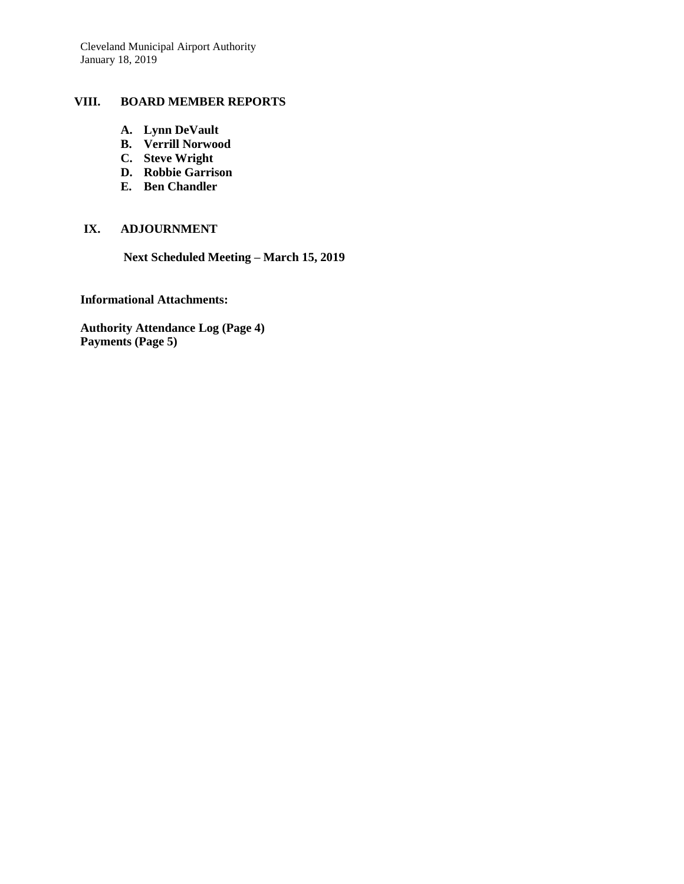## VIII. BOARD MEMBER REPORTS

**A. Lynn DeVault**
**B. Verrill Norwood**
**C. Steve Wright**
**D. Robbie Garrison**
**E. Ben Chandler**

## IX. ADJOURNMENT

**Next Scheduled Meeting – March 15, 2019**

**Informational Attachments:**

**Authority Attendance Log (Page 4)**
**Payments (Page 5)**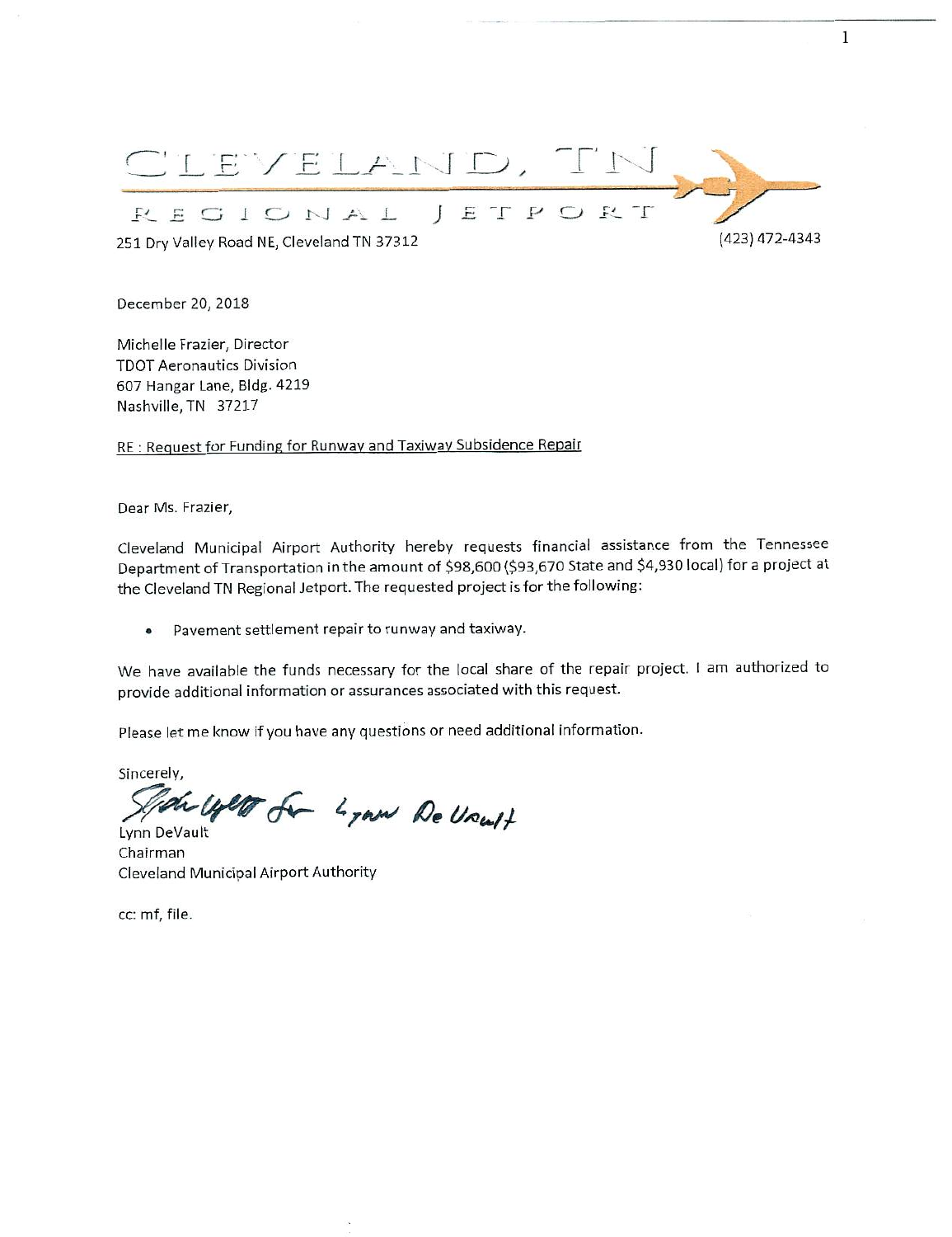CLEVELAND, TN

REGIONAL JETPORT

251 Dry Valley Road NE, Cleveland TN 37312

(423) 472-4343

December 20, 2018

Michelle Frazier, Director
TDOT Aeronautics Division
607 Hangar Lane, Bldg. 4219
Nashville, TN 37217

RE : Request for Funding for Runway and Taxiway Subsidence Repair

Dear Ms. Frazier,

Cleveland Municipal Airport Authority hereby requests financial assistance from the Tennessee Department of Transportation in the amount of $98,600 ($93,670 State and $4,930 local) for a project at the Cleveland TN Regional Jetport. The requested project is for the following:

- Pavement settlement repair to runway and taxiway.

We have available the funds necessary for the local share of the repair project. I am authorized to provide additional information or assurances associated with this request.

Please let me know if you have any questions or need additional information.

Sincerely,

Lynn DeVault
Chairman
Cleveland Municipal Airport Authority

cc: mf, file.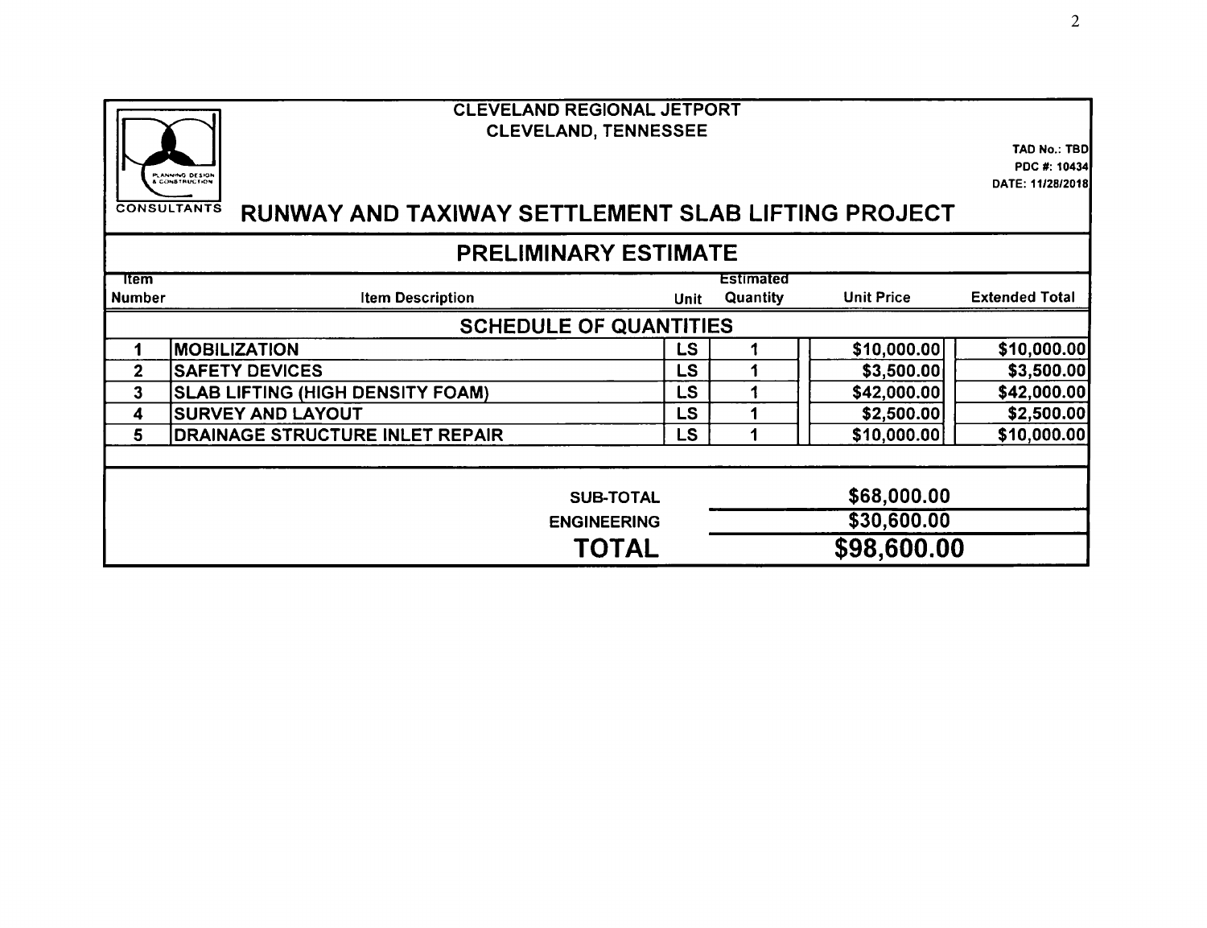CONSULTANTS

PLANNING DESIGN & CONSTRUCTION

## CLEVELAND REGIONAL JETPORT
## CLEVELAND, TENNESSEE

TAD No.: TBD
PDC #: 10434
DATE: 11/28/2018

# RUNWAY AND TAXIWAY SETTLEMENT SLAB LIFTING PROJECT

## PRELIMINARY ESTIMATE

| Item Number | Item Description | Unit | Estimated Quantity | Unit Price | Extended Total |
|---|---|---|---|---|---|
| | **SCHEDULE OF QUANTITIES** | | | | |
| 1 | MOBILIZATION | LS | 1 | $10,000.00 | $10,000.00 |
| 2 | SAFETY DEVICES | LS | 1 | $3,500.00 | $3,500.00 |
| 3 | SLAB LIFTING (HIGH DENSITY FOAM) | LS | 1 | $42,000.00 | $42,000.00 |
| 4 | SURVEY AND LAYOUT | LS | 1 | $2,500.00 | $2,500.00 |
| 5 | DRAINAGE STRUCTURE INLET REPAIR | LS | 1 | $10,000.00 | $10,000.00 |
| | | | | | |
| | **SUB-TOTAL** | | | $68,000.00 | |
| | **ENGINEERING** | | | $30,600.00 | |
| | **TOTAL** | | | **$98,600.00** | |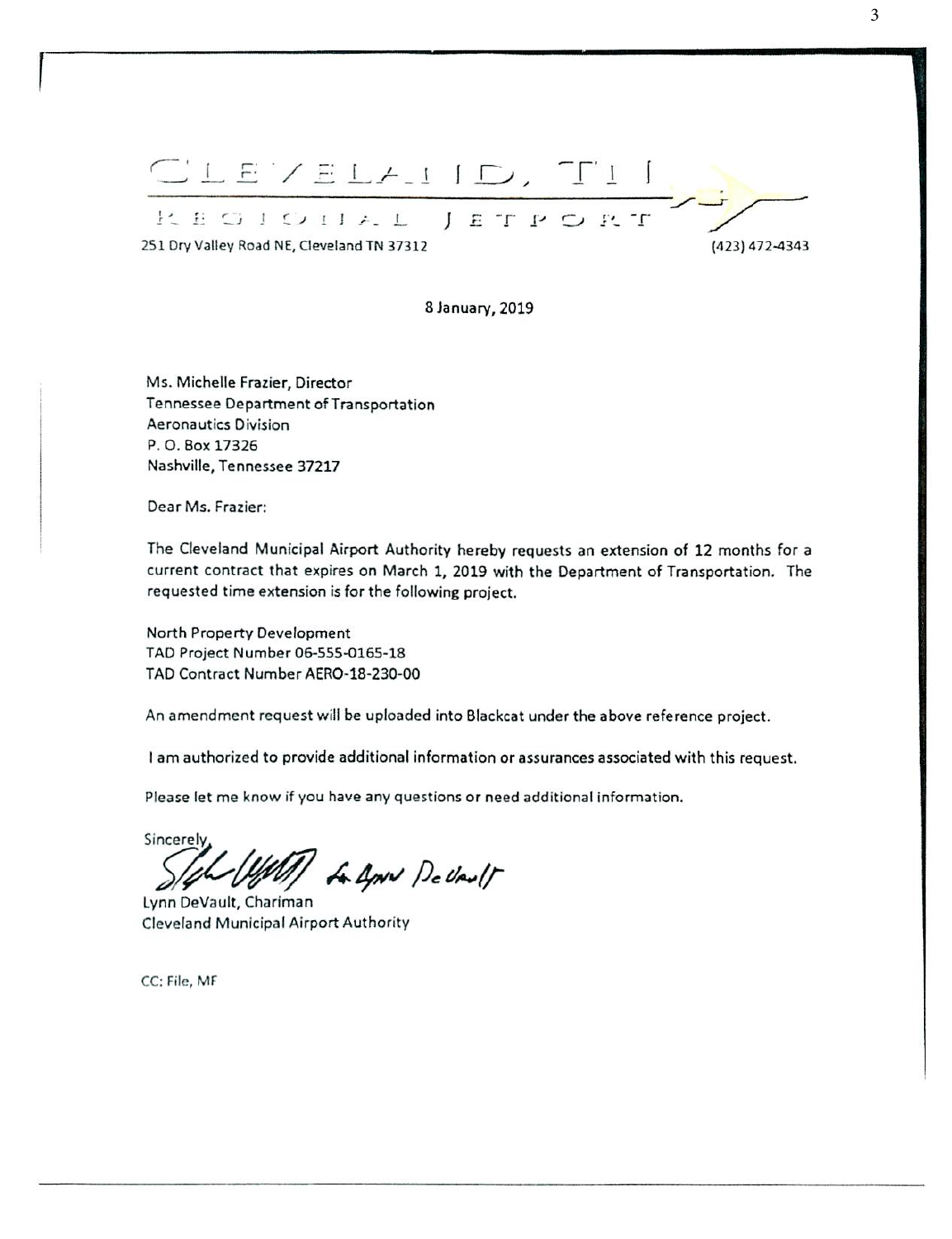# CLEVELAND, TN

REGIONAL JETPORT

251 Dry Valley Road NE, Cleveland TN 37312 (423) 472-4343

8 January, 2019

Ms. Michelle Frazier, Director
Tennessee Department of Transportation
Aeronautics Division
P. O. Box 17326
Nashville, Tennessee 37217

Dear Ms. Frazier:

The Cleveland Municipal Airport Authority hereby requests an extension of 12 months for a current contract that expires on March 1, 2019 with the Department of Transportation. The requested time extension is for the following project.

North Property Development
TAD Project Number 06-555-0165-18
TAD Contract Number AERO-18-230-00

An amendment request will be uploaded into Blackcat under the above reference project.

I am authorized to provide additional information or assurances associated with this request.

Please let me know if you have any questions or need additional information.

Sincerely,

*Stephen Wyatt for Lynn DeVault*

Lynn DeVault, Chariman
Cleveland Municipal Airport Authority

CC: File, MF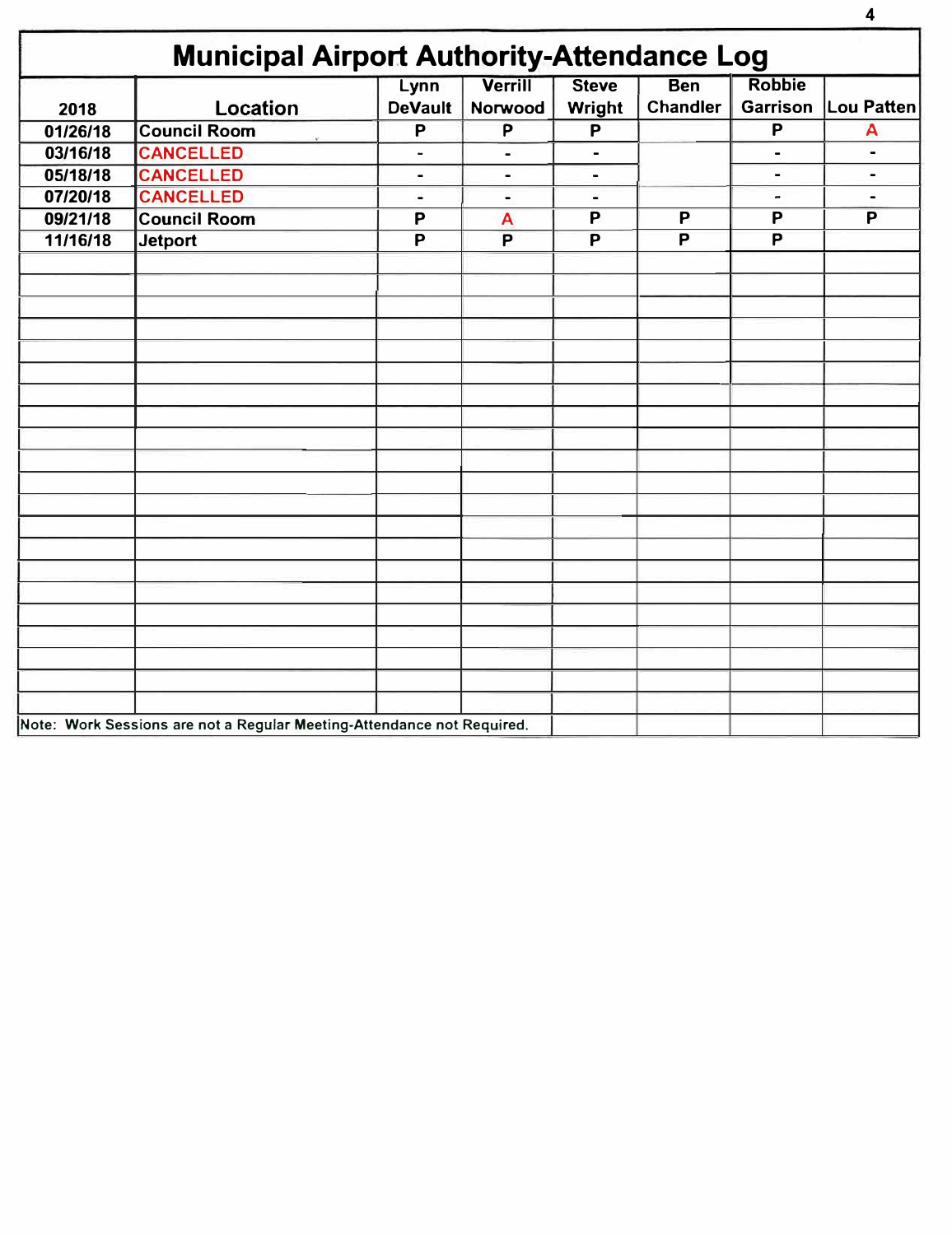# Municipal Airport Authority-Attendance Log

| 2018 | Location | Lynn DeVault | Verrill Norwood | Steve Wright | Ben Chandler | Robbie Garrison | Lou Patten |
|---|---|---|---|---|---|---|---|
| 01/26/18 | Council Room | P | P | P | | P | A |
| 03/16/18 | CANCELLED | - | - | - | | - | - |
| 05/18/18 | CANCELLED | - | - | - | | - | - |
| 07/20/18 | CANCELLED | - | - | - | | - | - |
| 09/21/18 | Council Room | P | A | P | P | P | P |
| 11/16/18 | Jetport | P | P | P | P | P | |
| | | | | | | | |
| | | | | | | | |
| | | | | | | | |
| | | | | | | | |
| | | | | | | | |
| | | | | | | | |
| | | | | | | | |
| | | | | | | | |
| | | | | | | | |
| | | | | | | | |
| | | | | | | | |
| | | | | | | | |
| | | | | | | | |
| | | | | | | | |
| | | | | | | | |
| | | | | | | | |
| | | | | | | | |
| | | | | | | | |
| | | | | | | | |
| | | | | | | | |

Note: Work Sessions are not a Regular Meeting-Attendance not Required.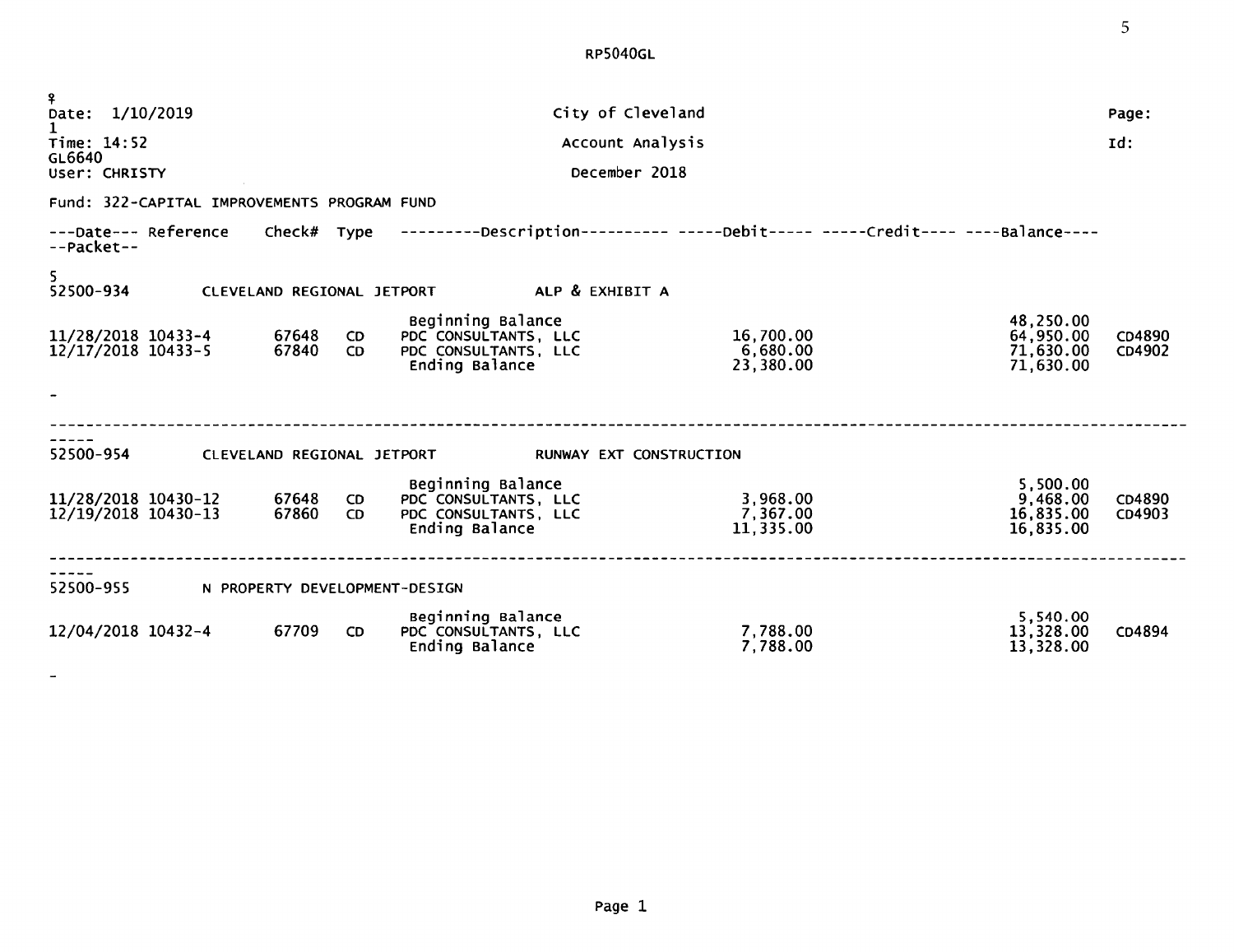RP5040GL

Date: 1/10/2019 — City of Cleveland — Page: 1

Time: 14:52 — Account Analysis — Id: GL6640

User: CHRISTY — December 2018

Fund: 322-CAPITAL IMPROVEMENTS PROGRAM FUND

**52500-934 CLEVELAND REGIONAL JETPORT — ALP & EXHIBIT A**

| Date | Reference | Check# | Type | Description | Debit | Credit | Balance | Packet |
|---|---|---|---|---|---|---|---|---|
| | | | | Beginning Balance | | | 48,250.00 | |
| 11/28/2018 | 10433-4 | 67648 | CD | PDC CONSULTANTS, LLC | 16,700.00 | | 64,950.00 | CD4890 |
| 12/17/2018 | 10433-5 | 67840 | CD | PDC CONSULTANTS, LLC | 6,680.00 | | 71,630.00 | CD4902 |
| | | | | Ending Balance | 23,380.00 | | 71,630.00 | |

**52500-954 CLEVELAND REGIONAL JETPORT — RUNWAY EXT CONSTRUCTION**

| Date | Reference | Check# | Type | Description | Debit | Credit | Balance | Packet |
|---|---|---|---|---|---|---|---|---|
| | | | | Beginning Balance | | | 5,500.00 | |
| 11/28/2018 | 10430-12 | 67648 | CD | PDC CONSULTANTS, LLC | 3,968.00 | | 9,468.00 | CD4890 |
| 12/19/2018 | 10430-13 | 67860 | CD | PDC CONSULTANTS, LLC | 7,367.00 | | 16,835.00 | CD4903 |
| | | | | Ending Balance | 11,335.00 | | 16,835.00 | |

**52500-955 N PROPERTY DEVELOPMENT-DESIGN**

| Date | Reference | Check# | Type | Description | Debit | Credit | Balance | Packet |
|---|---|---|---|---|---|---|---|---|
| | | | | Beginning Balance | | | 5,540.00 | |
| 12/04/2018 | 10432-4 | 67709 | CD | PDC CONSULTANTS, LLC | 7,788.00 | | 13,328.00 | CD4894 |
| | | | | Ending Balance | 7,788.00 | | 13,328.00 | |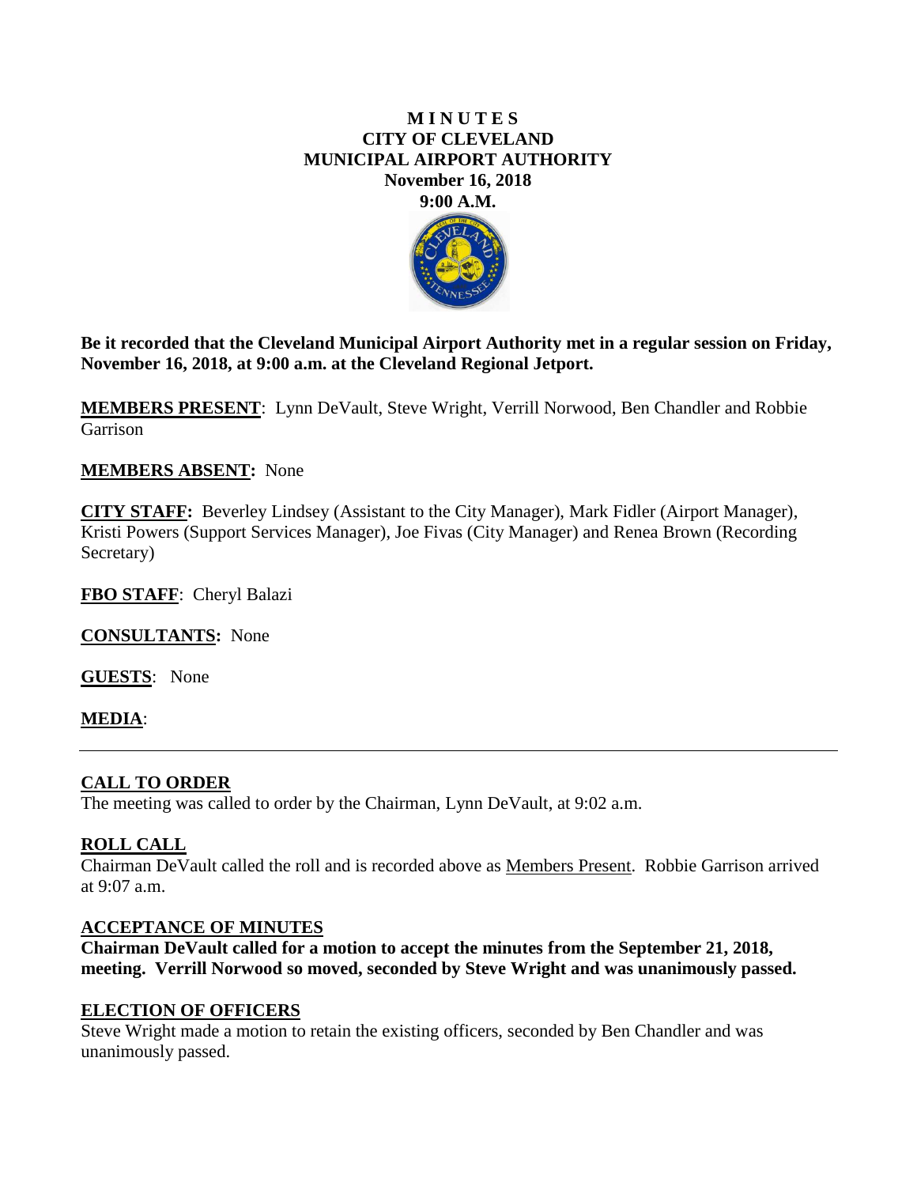**M I N U T E S**
**CITY OF CLEVELAND**
**MUNICIPAL AIRPORT AUTHORITY**
**November 16, 2018**
**9:00 A.M.**

**Be it recorded that the Cleveland Municipal Airport Authority met in a regular session on Friday, November 16, 2018, at 9:00 a.m. at the Cleveland Regional Jetport.**

**MEMBERS PRESENT**: Lynn DeVault, Steve Wright, Verrill Norwood, Ben Chandler and Robbie Garrison

**MEMBERS ABSENT:** None

**CITY STAFF:** Beverley Lindsey (Assistant to the City Manager), Mark Fidler (Airport Manager), Kristi Powers (Support Services Manager), Joe Fivas (City Manager) and Renea Brown (Recording Secretary)

**FBO STAFF**: Cheryl Balazi

**CONSULTANTS:** None

**GUESTS**: None

**MEDIA**:

---

## CALL TO ORDER

The meeting was called to order by the Chairman, Lynn DeVault, at 9:02 a.m.

## ROLL CALL

Chairman DeVault called the roll and is recorded above as Members Present. Robbie Garrison arrived at 9:07 a.m.

## ACCEPTANCE OF MINUTES

**Chairman DeVault called for a motion to accept the minutes from the September 21, 2018, meeting. Verrill Norwood so moved, seconded by Steve Wright and was unanimously passed.**

## ELECTION OF OFFICERS

Steve Wright made a motion to retain the existing officers, seconded by Ben Chandler and was unanimously passed.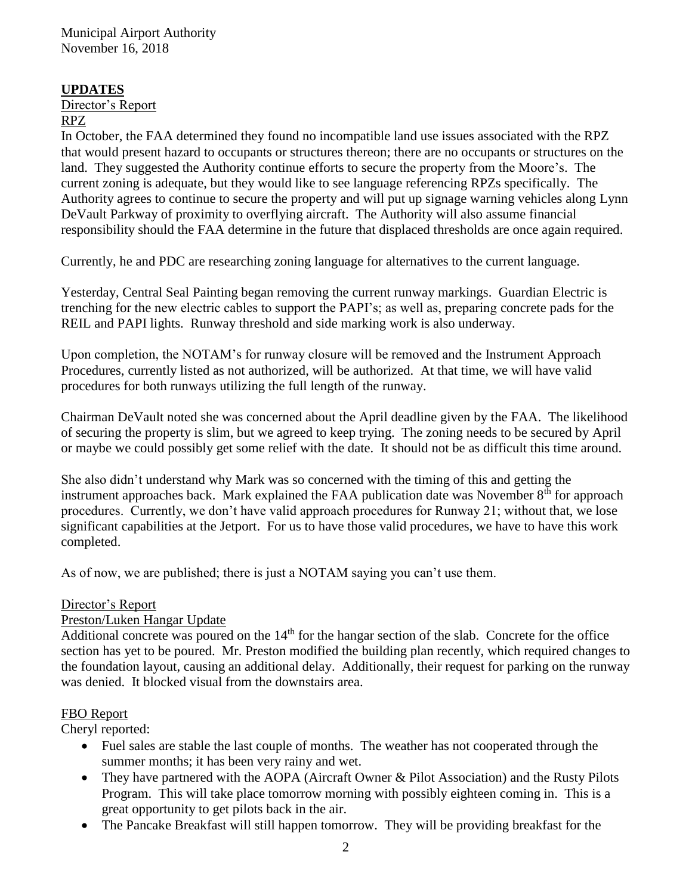## UPDATES

Director's Report

RPZ

In October, the FAA determined they found no incompatible land use issues associated with the RPZ that would present hazard to occupants or structures thereon; there are no occupants or structures on the land. They suggested the Authority continue efforts to secure the property from the Moore's. The current zoning is adequate, but they would like to see language referencing RPZs specifically. The Authority agrees to continue to secure the property and will put up signage warning vehicles along Lynn DeVault Parkway of proximity to overflying aircraft. The Authority will also assume financial responsibility should the FAA determine in the future that displaced thresholds are once again required.

Currently, he and PDC are researching zoning language for alternatives to the current language.

Yesterday, Central Seal Painting began removing the current runway markings. Guardian Electric is trenching for the new electric cables to support the PAPI's; as well as, preparing concrete pads for the REIL and PAPI lights. Runway threshold and side marking work is also underway.

Upon completion, the NOTAM's for runway closure will be removed and the Instrument Approach Procedures, currently listed as not authorized, will be authorized. At that time, we will have valid procedures for both runways utilizing the full length of the runway.

Chairman DeVault noted she was concerned about the April deadline given by the FAA. The likelihood of securing the property is slim, but we agreed to keep trying. The zoning needs to be secured by April or maybe we could possibly get some relief with the date. It should not be as difficult this time around.

She also didn't understand why Mark was so concerned with the timing of this and getting the instrument approaches back. Mark explained the FAA publication date was November 8th for approach procedures. Currently, we don't have valid approach procedures for Runway 21; without that, we lose significant capabilities at the Jetport. For us to have those valid procedures, we have to have this work completed.

As of now, we are published; there is just a NOTAM saying you can't use them.

Director's Report

Preston/Luken Hangar Update

Additional concrete was poured on the 14th for the hangar section of the slab. Concrete for the office section has yet to be poured. Mr. Preston modified the building plan recently, which required changes to the foundation layout, causing an additional delay. Additionally, their request for parking on the runway was denied. It blocked visual from the downstairs area.

FBO Report

Cheryl reported:

- Fuel sales are stable the last couple of months. The weather has not cooperated through the summer months; it has been very rainy and wet.
- They have partnered with the AOPA (Aircraft Owner & Pilot Association) and the Rusty Pilots Program. This will take place tomorrow morning with possibly eighteen coming in. This is a great opportunity to get pilots back in the air.
- The Pancake Breakfast will still happen tomorrow. They will be providing breakfast for the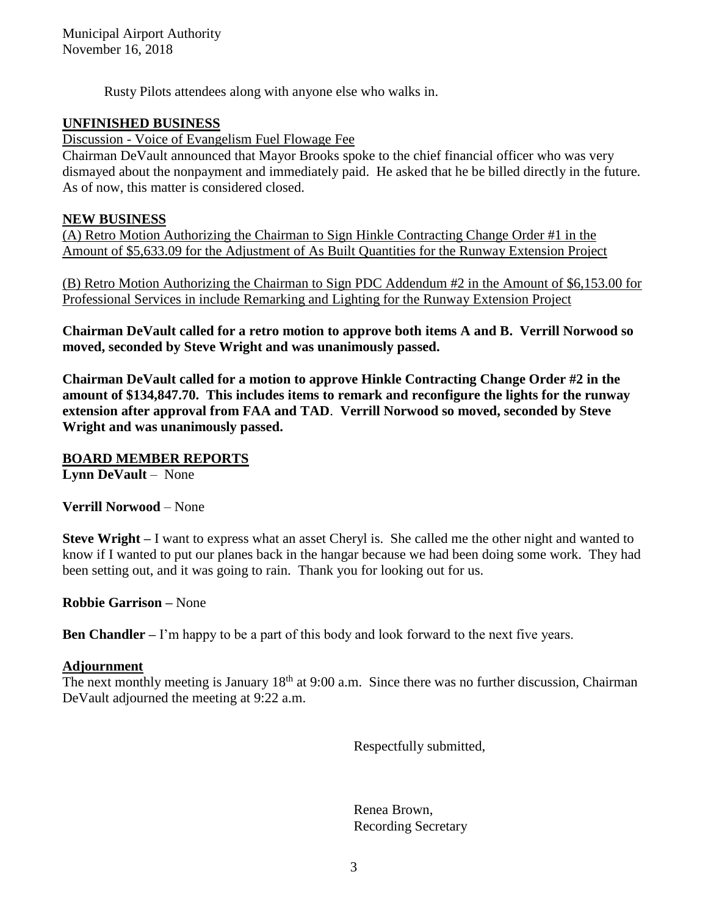Rusty Pilots attendees along with anyone else who walks in.

## UNFINISHED BUSINESS

Discussion - Voice of Evangelism Fuel Flowage Fee

Chairman DeVault announced that Mayor Brooks spoke to the chief financial officer who was very dismayed about the nonpayment and immediately paid. He asked that he be billed directly in the future. As of now, this matter is considered closed.

## NEW BUSINESS

(A) Retro Motion Authorizing the Chairman to Sign Hinkle Contracting Change Order #1 in the Amount of $5,633.09 for the Adjustment of As Built Quantities for the Runway Extension Project

(B) Retro Motion Authorizing the Chairman to Sign PDC Addendum #2 in the Amount of $6,153.00 for Professional Services in include Remarking and Lighting for the Runway Extension Project

**Chairman DeVault called for a retro motion to approve both items A and B. Verrill Norwood so moved, seconded by Steve Wright and was unanimously passed.**

**Chairman DeVault called for a motion to approve Hinkle Contracting Change Order #2 in the amount of $134,847.70. This includes items to remark and reconfigure the lights for the runway extension after approval from FAA and TAD. Verrill Norwood so moved, seconded by Steve Wright and was unanimously passed.**

## BOARD MEMBER REPORTS

**Lynn DeVault** – None

**Verrill Norwood** – None

**Steve Wright –** I want to express what an asset Cheryl is. She called me the other night and wanted to know if I wanted to put our planes back in the hangar because we had been doing some work. They had been setting out, and it was going to rain. Thank you for looking out for us.

**Robbie Garrison –** None

**Ben Chandler –** I'm happy to be a part of this body and look forward to the next five years.

## Adjournment

The next monthly meeting is January 18th at 9:00 a.m. Since there was no further discussion, Chairman DeVault adjourned the meeting at 9:22 a.m.

Respectfully submitted,

Renea Brown,
Recording Secretary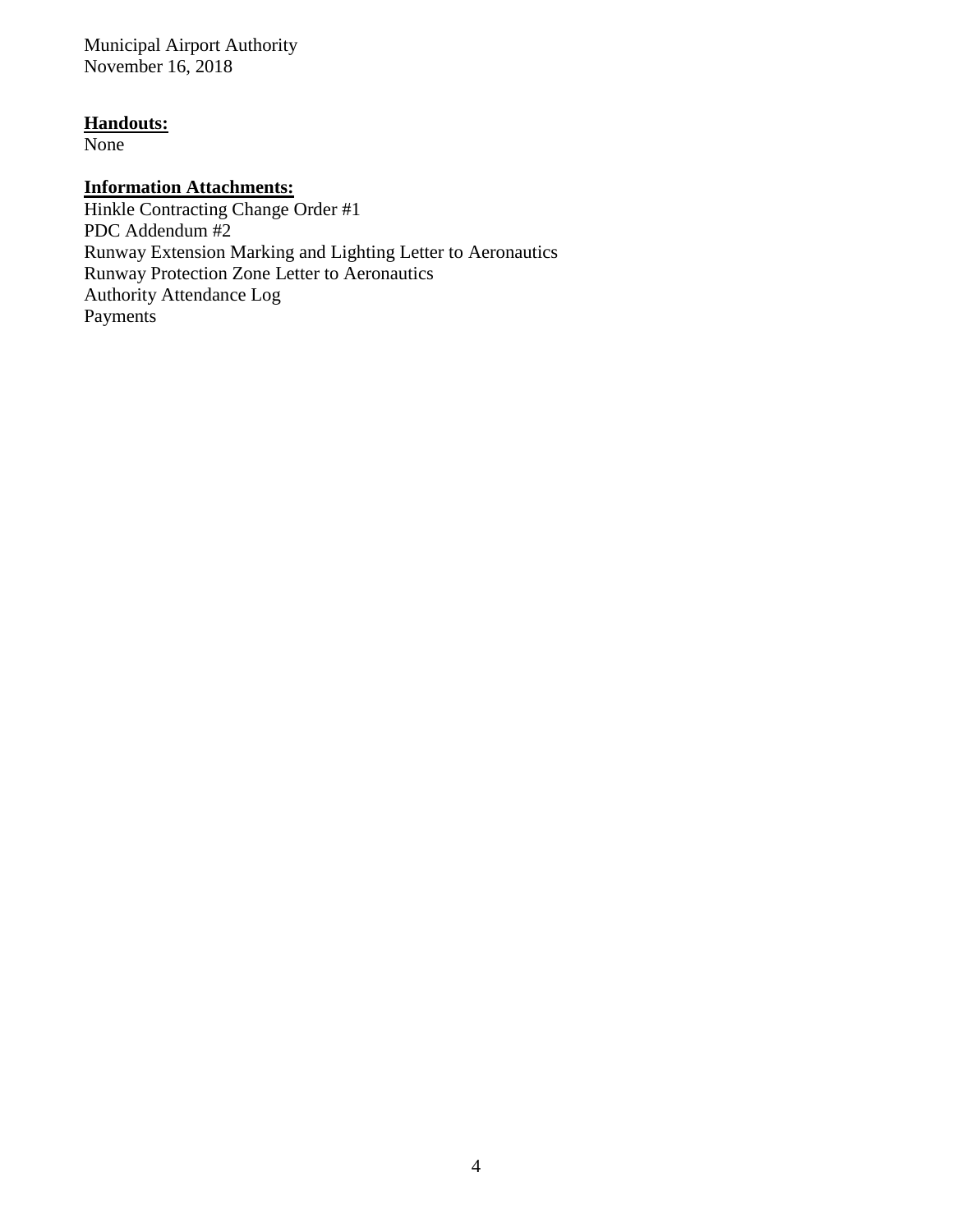Municipal Airport Authority
November 16, 2018

**Handouts:**
None

**Information Attachments:**
Hinkle Contracting Change Order #1
PDC Addendum #2
Runway Extension Marking and Lighting Letter to Aeronautics
Runway Protection Zone Letter to Aeronautics
Authority Attendance Log
Payments